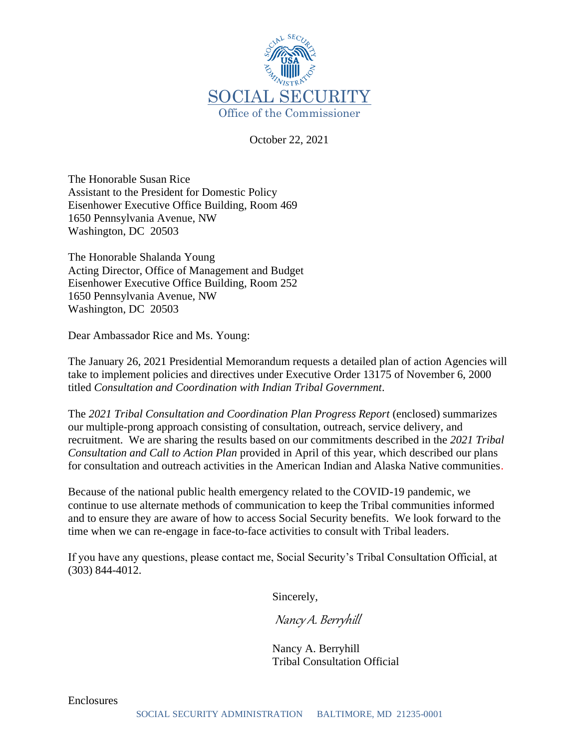SOCIAL SECURITY

Office of the Commissioner

October 22, 2021

The Honorable Susan Rice
Assistant to the President for Domestic Policy
Eisenhower Executive Office Building, Room 469
1650 Pennsylvania Avenue, NW
Washington, DC 20503

The Honorable Shalanda Young
Acting Director, Office of Management and Budget
Eisenhower Executive Office Building, Room 252
1650 Pennsylvania Avenue, NW
Washington, DC 20503

Dear Ambassador Rice and Ms. Young:

The January 26, 2021 Presidential Memorandum requests a detailed plan of action Agencies will take to implement policies and directives under Executive Order 13175 of November 6, 2000 titled *Consultation and Coordination with Indian Tribal Government*.

The *2021 Tribal Consultation and Coordination Plan Progress Report* (enclosed) summarizes our multiple-prong approach consisting of consultation, outreach, service delivery, and recruitment. We are sharing the results based on our commitments described in the *2021 Tribal Consultation and Call to Action Plan* provided in April of this year, which described our plans for consultation and outreach activities in the American Indian and Alaska Native communities.

Because of the national public health emergency related to the COVID-19 pandemic, we continue to use alternate methods of communication to keep the Tribal communities informed and to ensure they are aware of how to access Social Security benefits. We look forward to the time when we can re-engage in face-to-face activities to consult with Tribal leaders.

If you have any questions, please contact me, Social Security's Tribal Consultation Official, at (303) 844-4012.

Sincerely,

*Nancy A. Berryhill*

Nancy A. Berryhill
Tribal Consultation Official

Enclosures

SOCIAL SECURITY ADMINISTRATION BALTIMORE, MD 21235-0001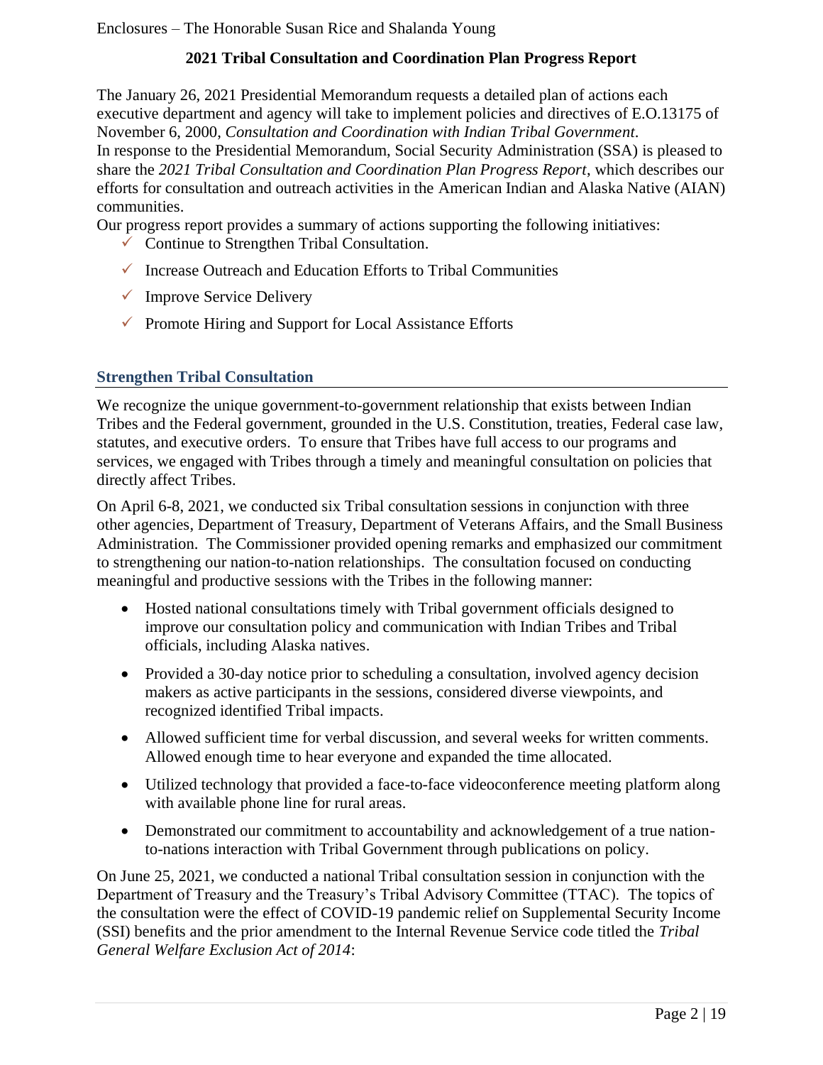Enclosures – The Honorable Susan Rice and Shalanda Young

**2021 Tribal Consultation and Coordination Plan Progress Report**

The January 26, 2021 Presidential Memorandum requests a detailed plan of actions each executive department and agency will take to implement policies and directives of E.O.13175 of November 6, 2000, *Consultation and Coordination with Indian Tribal Government*.
In response to the Presidential Memorandum, Social Security Administration (SSA) is pleased to share the *2021 Tribal Consultation and Coordination Plan Progress Report*, which describes our efforts for consultation and outreach activities in the American Indian and Alaska Native (AIAN) communities.
Our progress report provides a summary of actions supporting the following initiatives:

- ✓ Continue to Strengthen Tribal Consultation.
- ✓ Increase Outreach and Education Efforts to Tribal Communities
- ✓ Improve Service Delivery
- ✓ Promote Hiring and Support for Local Assistance Efforts

## Strengthen Tribal Consultation

We recognize the unique government-to-government relationship that exists between Indian Tribes and the Federal government, grounded in the U.S. Constitution, treaties, Federal case law, statutes, and executive orders. To ensure that Tribes have full access to our programs and services, we engaged with Tribes through a timely and meaningful consultation on policies that directly affect Tribes.

On April 6-8, 2021, we conducted six Tribal consultation sessions in conjunction with three other agencies, Department of Treasury, Department of Veterans Affairs, and the Small Business Administration. The Commissioner provided opening remarks and emphasized our commitment to strengthening our nation-to-nation relationships. The consultation focused on conducting meaningful and productive sessions with the Tribes in the following manner:

- Hosted national consultations timely with Tribal government officials designed to improve our consultation policy and communication with Indian Tribes and Tribal officials, including Alaska natives.
- Provided a 30-day notice prior to scheduling a consultation, involved agency decision makers as active participants in the sessions, considered diverse viewpoints, and recognized identified Tribal impacts.
- Allowed sufficient time for verbal discussion, and several weeks for written comments. Allowed enough time to hear everyone and expanded the time allocated.
- Utilized technology that provided a face-to-face videoconference meeting platform along with available phone line for rural areas.
- Demonstrated our commitment to accountability and acknowledgement of a true nation-to-nations interaction with Tribal Government through publications on policy.

On June 25, 2021, we conducted a national Tribal consultation session in conjunction with the Department of Treasury and the Treasury's Tribal Advisory Committee (TTAC). The topics of the consultation were the effect of COVID-19 pandemic relief on Supplemental Security Income (SSI) benefits and the prior amendment to the Internal Revenue Service code titled the *Tribal General Welfare Exclusion Act of 2014*: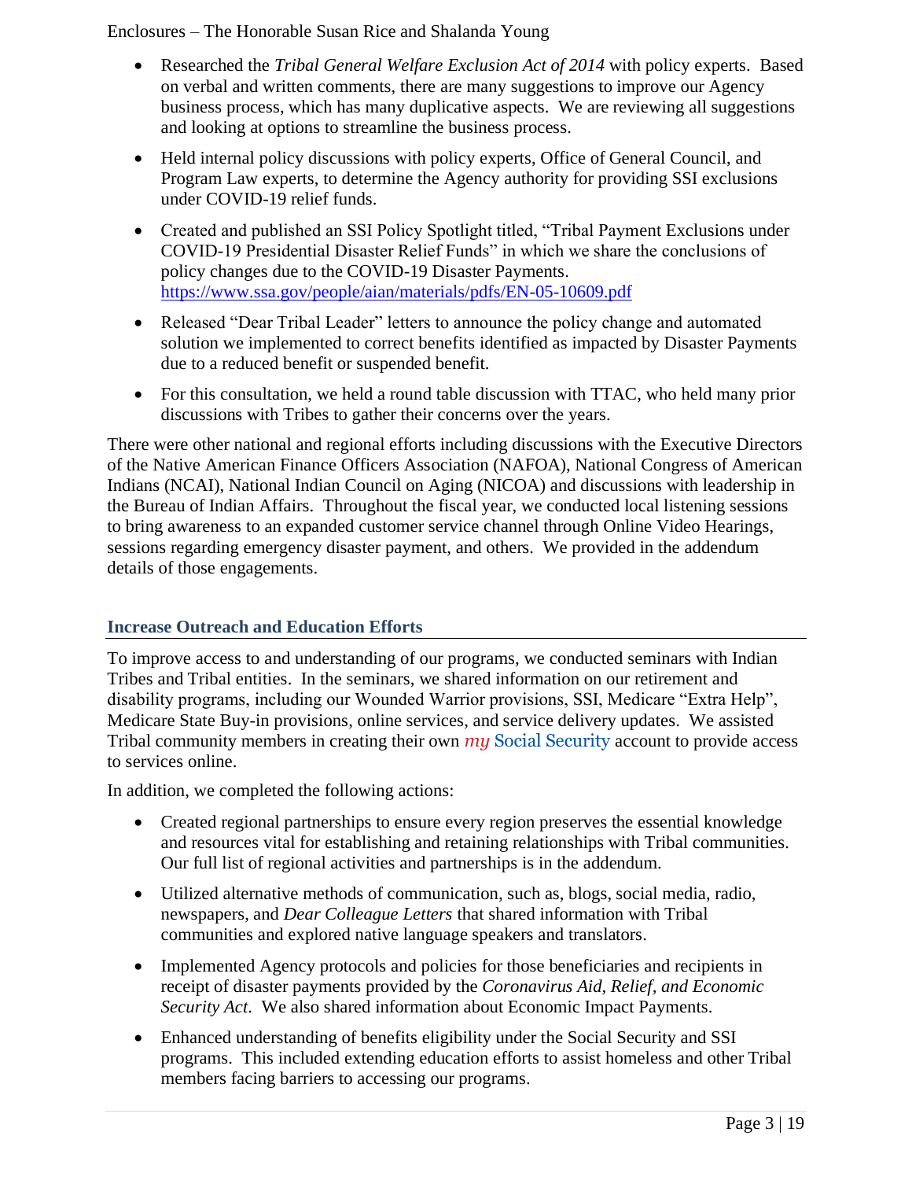- Researched the *Tribal General Welfare Exclusion Act of 2014* with policy experts. Based on verbal and written comments, there are many suggestions to improve our Agency business process, which has many duplicative aspects. We are reviewing all suggestions and looking at options to streamline the business process.
- Held internal policy discussions with policy experts, Office of General Council, and Program Law experts, to determine the Agency authority for providing SSI exclusions under COVID-19 relief funds.
- Created and published an SSI Policy Spotlight titled, "Tribal Payment Exclusions under COVID-19 Presidential Disaster Relief Funds" in which we share the conclusions of policy changes due to the COVID-19 Disaster Payments. https://www.ssa.gov/people/aian/materials/pdfs/EN-05-10609.pdf
- Released "Dear Tribal Leader" letters to announce the policy change and automated solution we implemented to correct benefits identified as impacted by Disaster Payments due to a reduced benefit or suspended benefit.
- For this consultation, we held a round table discussion with TTAC, who held many prior discussions with Tribes to gather their concerns over the years.

There were other national and regional efforts including discussions with the Executive Directors of the Native American Finance Officers Association (NAFOA), National Congress of American Indians (NCAI), National Indian Council on Aging (NICOA) and discussions with leadership in the Bureau of Indian Affairs. Throughout the fiscal year, we conducted local listening sessions to bring awareness to an expanded customer service channel through Online Video Hearings, sessions regarding emergency disaster payment, and others. We provided in the addendum details of those engagements.

## Increase Outreach and Education Efforts

To improve access to and understanding of our programs, we conducted seminars with Indian Tribes and Tribal entities. In the seminars, we shared information on our retirement and disability programs, including our Wounded Warrior provisions, SSI, Medicare "Extra Help", Medicare State Buy-in provisions, online services, and service delivery updates. We assisted Tribal community members in creating their own *my* Social Security account to provide access to services online.

In addition, we completed the following actions:

- Created regional partnerships to ensure every region preserves the essential knowledge and resources vital for establishing and retaining relationships with Tribal communities. Our full list of regional activities and partnerships is in the addendum.
- Utilized alternative methods of communication, such as, blogs, social media, radio, newspapers, and *Dear Colleague Letters* that shared information with Tribal communities and explored native language speakers and translators.
- Implemented Agency protocols and policies for those beneficiaries and recipients in receipt of disaster payments provided by the *Coronavirus Aid, Relief, and Economic Security Act*. We also shared information about Economic Impact Payments.
- Enhanced understanding of benefits eligibility under the Social Security and SSI programs. This included extending education efforts to assist homeless and other Tribal members facing barriers to accessing our programs.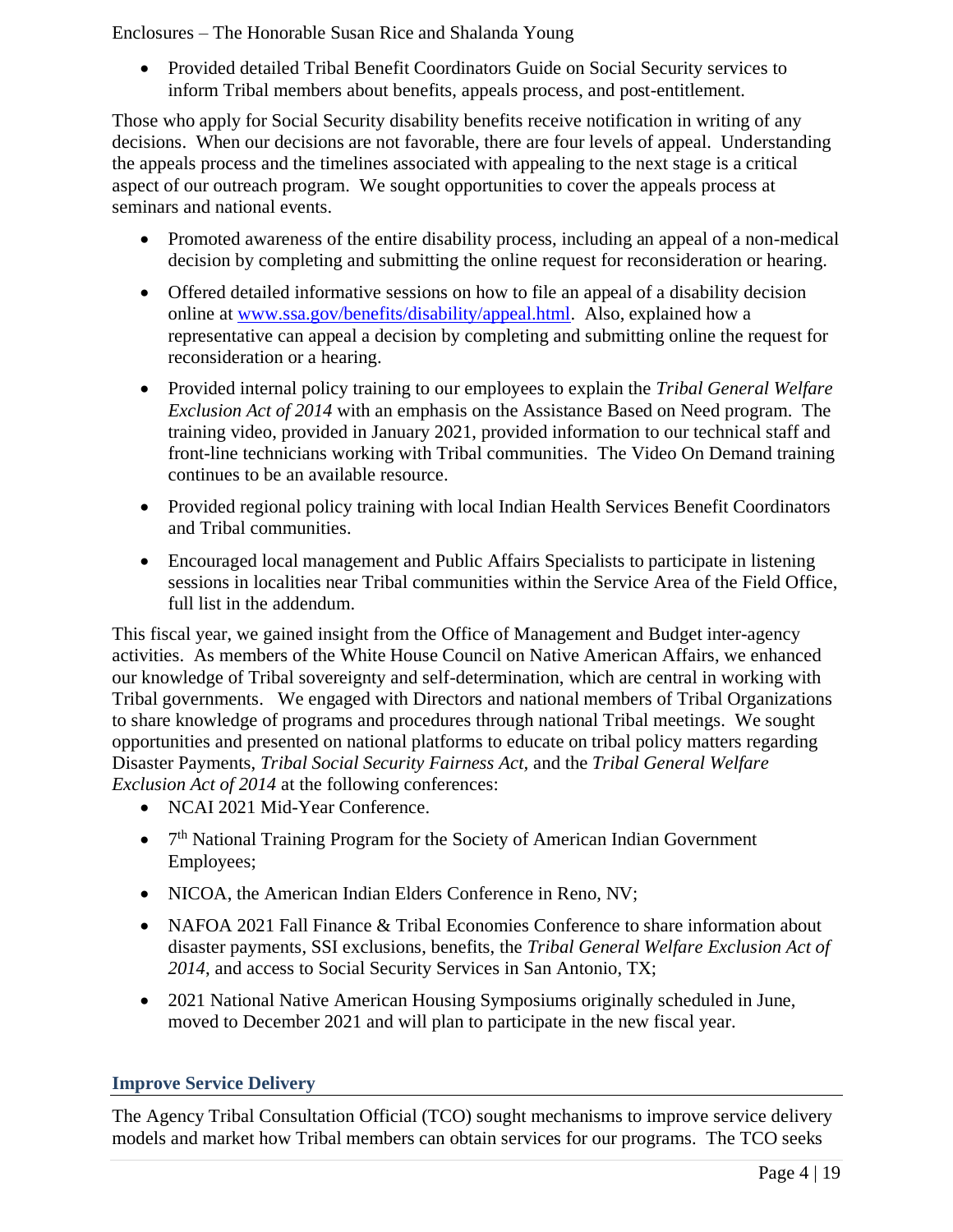- Provided detailed Tribal Benefit Coordinators Guide on Social Security services to inform Tribal members about benefits, appeals process, and post-entitlement.

Those who apply for Social Security disability benefits receive notification in writing of any decisions. When our decisions are not favorable, there are four levels of appeal. Understanding the appeals process and the timelines associated with appealing to the next stage is a critical aspect of our outreach program. We sought opportunities to cover the appeals process at seminars and national events.

- Promoted awareness of the entire disability process, including an appeal of a non-medical decision by completing and submitting the online request for reconsideration or hearing.
- Offered detailed informative sessions on how to file an appeal of a disability decision online at [www.ssa.gov/benefits/disability/appeal.html](www.ssa.gov/benefits/disability/appeal.html). Also, explained how a representative can appeal a decision by completing and submitting online the request for reconsideration or a hearing.
- Provided internal policy training to our employees to explain the *Tribal General Welfare Exclusion Act of 2014* with an emphasis on the Assistance Based on Need program. The training video, provided in January 2021, provided information to our technical staff and front-line technicians working with Tribal communities. The Video On Demand training continues to be an available resource.
- Provided regional policy training with local Indian Health Services Benefit Coordinators and Tribal communities.
- Encouraged local management and Public Affairs Specialists to participate in listening sessions in localities near Tribal communities within the Service Area of the Field Office, full list in the addendum.

This fiscal year, we gained insight from the Office of Management and Budget inter-agency activities. As members of the White House Council on Native American Affairs, we enhanced our knowledge of Tribal sovereignty and self-determination, which are central in working with Tribal governments. We engaged with Directors and national members of Tribal Organizations to share knowledge of programs and procedures through national Tribal meetings. We sought opportunities and presented on national platforms to educate on tribal policy matters regarding Disaster Payments, *Tribal Social Security Fairness Act*, and the *Tribal General Welfare Exclusion Act of 2014* at the following conferences:

- NCAI 2021 Mid-Year Conference.
- 7th National Training Program for the Society of American Indian Government Employees;
- NICOA, the American Indian Elders Conference in Reno, NV;
- NAFOA 2021 Fall Finance & Tribal Economies Conference to share information about disaster payments, SSI exclusions, benefits, the *Tribal General Welfare Exclusion Act of 2014*, and access to Social Security Services in San Antonio, TX;
- 2021 National Native American Housing Symposiums originally scheduled in June, moved to December 2021 and will plan to participate in the new fiscal year.

## Improve Service Delivery

The Agency Tribal Consultation Official (TCO) sought mechanisms to improve service delivery models and market how Tribal members can obtain services for our programs. The TCO seeks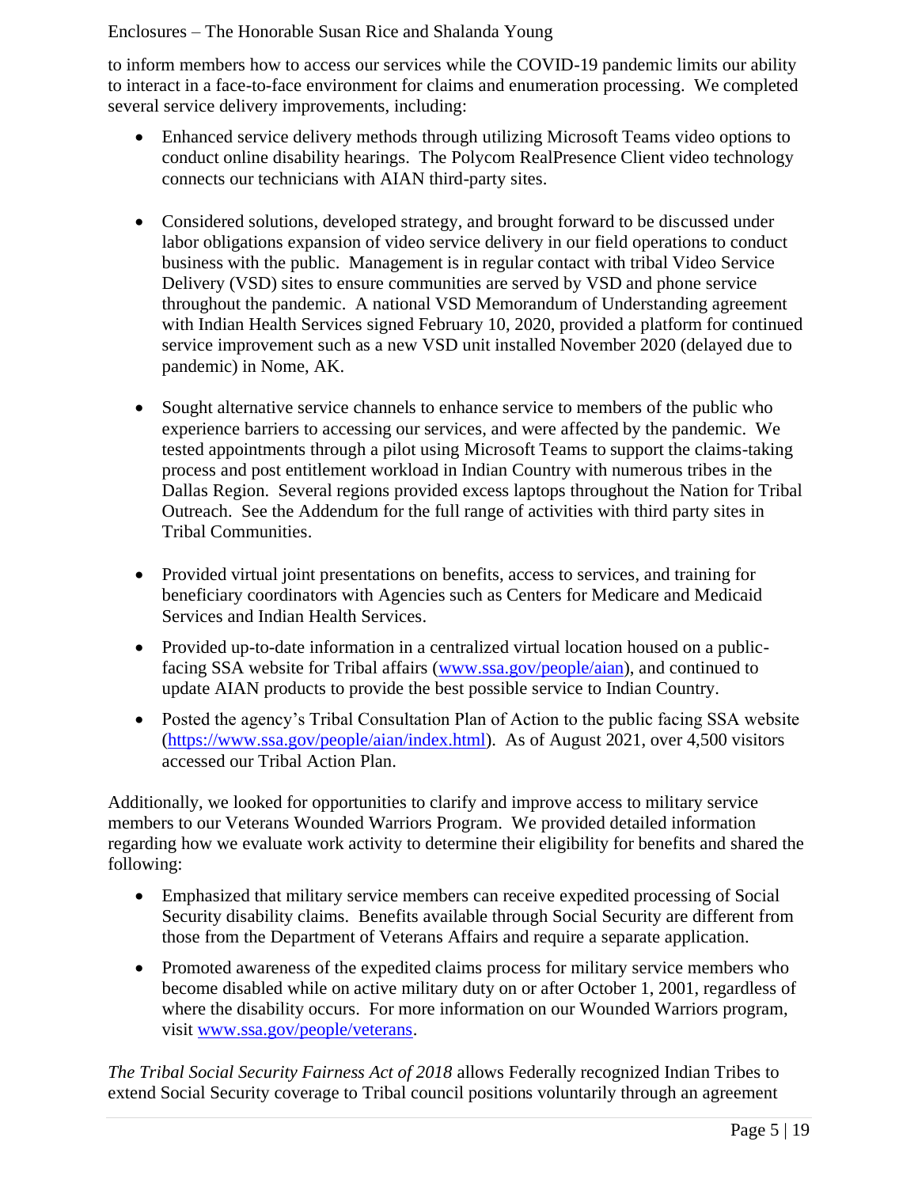to inform members how to access our services while the COVID-19 pandemic limits our ability to interact in a face-to-face environment for claims and enumeration processing. We completed several service delivery improvements, including:

- Enhanced service delivery methods through utilizing Microsoft Teams video options to conduct online disability hearings. The Polycom RealPresence Client video technology connects our technicians with AIAN third-party sites.
- Considered solutions, developed strategy, and brought forward to be discussed under labor obligations expansion of video service delivery in our field operations to conduct business with the public. Management is in regular contact with tribal Video Service Delivery (VSD) sites to ensure communities are served by VSD and phone service throughout the pandemic. A national VSD Memorandum of Understanding agreement with Indian Health Services signed February 10, 2020, provided a platform for continued service improvement such as a new VSD unit installed November 2020 (delayed due to pandemic) in Nome, AK.
- Sought alternative service channels to enhance service to members of the public who experience barriers to accessing our services, and were affected by the pandemic. We tested appointments through a pilot using Microsoft Teams to support the claims-taking process and post entitlement workload in Indian Country with numerous tribes in the Dallas Region. Several regions provided excess laptops throughout the Nation for Tribal Outreach. See the Addendum for the full range of activities with third party sites in Tribal Communities.
- Provided virtual joint presentations on benefits, access to services, and training for beneficiary coordinators with Agencies such as Centers for Medicare and Medicaid Services and Indian Health Services.
- Provided up-to-date information in a centralized virtual location housed on a public-facing SSA website for Tribal affairs ([www.ssa.gov/people/aian](www.ssa.gov/people/aian)), and continued to update AIAN products to provide the best possible service to Indian Country.
- Posted the agency's Tribal Consultation Plan of Action to the public facing SSA website ([https://www.ssa.gov/people/aian/index.html](https://www.ssa.gov/people/aian/index.html)). As of August 2021, over 4,500 visitors accessed our Tribal Action Plan.

Additionally, we looked for opportunities to clarify and improve access to military service members to our Veterans Wounded Warriors Program. We provided detailed information regarding how we evaluate work activity to determine their eligibility for benefits and shared the following:

- Emphasized that military service members can receive expedited processing of Social Security disability claims. Benefits available through Social Security are different from those from the Department of Veterans Affairs and require a separate application.
- Promoted awareness of the expedited claims process for military service members who become disabled while on active military duty on or after October 1, 2001, regardless of where the disability occurs. For more information on our Wounded Warriors program, visit [www.ssa.gov/people/veterans](www.ssa.gov/people/veterans).

*The Tribal Social Security Fairness Act of 2018* allows Federally recognized Indian Tribes to extend Social Security coverage to Tribal council positions voluntarily through an agreement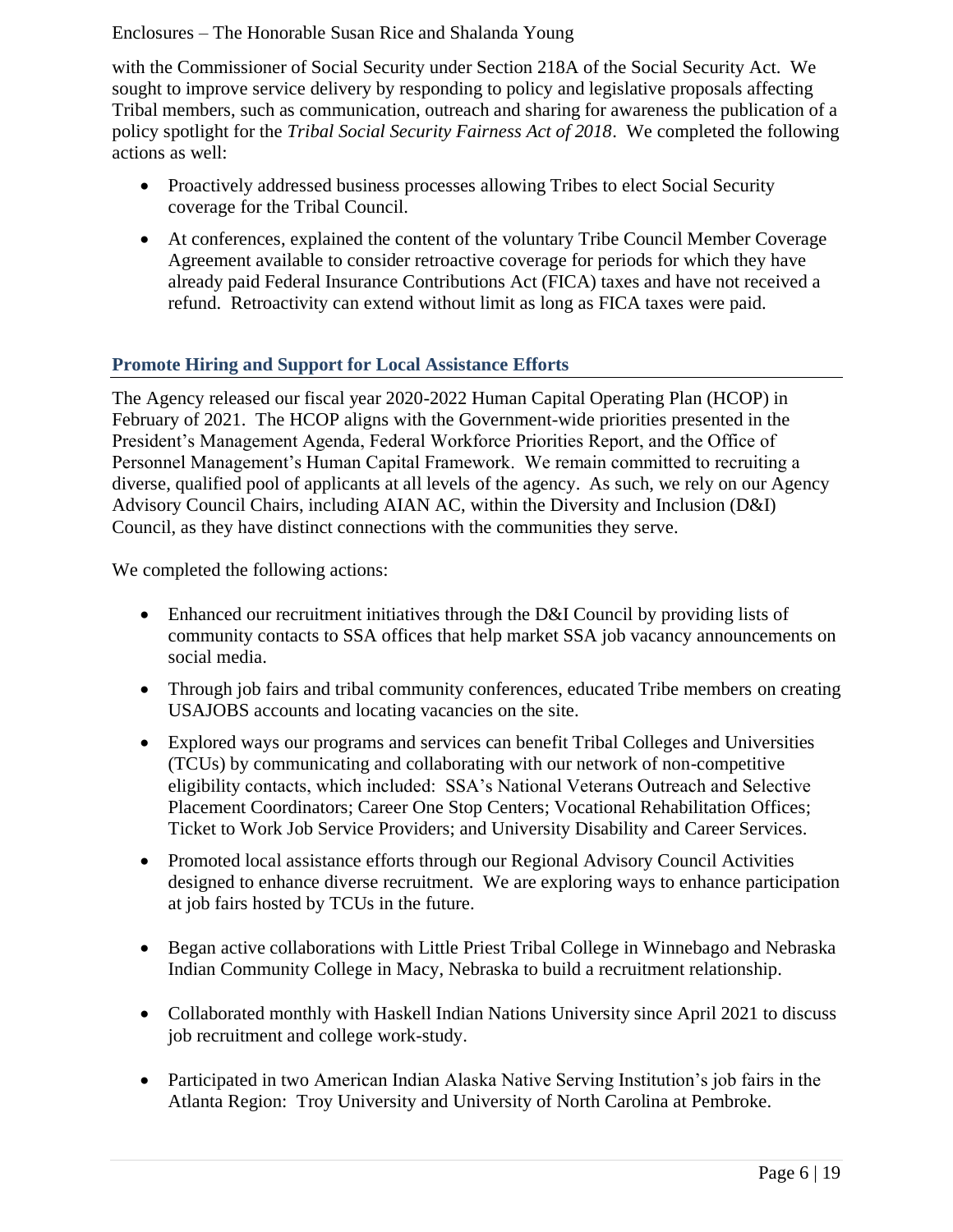with the Commissioner of Social Security under Section 218A of the Social Security Act. We sought to improve service delivery by responding to policy and legislative proposals affecting Tribal members, such as communication, outreach and sharing for awareness the publication of a policy spotlight for the *Tribal Social Security Fairness Act of 2018*. We completed the following actions as well:

- Proactively addressed business processes allowing Tribes to elect Social Security coverage for the Tribal Council.
- At conferences, explained the content of the voluntary Tribe Council Member Coverage Agreement available to consider retroactive coverage for periods for which they have already paid Federal Insurance Contributions Act (FICA) taxes and have not received a refund. Retroactivity can extend without limit as long as FICA taxes were paid.

## Promote Hiring and Support for Local Assistance Efforts

The Agency released our fiscal year 2020-2022 Human Capital Operating Plan (HCOP) in February of 2021. The HCOP aligns with the Government-wide priorities presented in the President's Management Agenda, Federal Workforce Priorities Report, and the Office of Personnel Management's Human Capital Framework. We remain committed to recruiting a diverse, qualified pool of applicants at all levels of the agency. As such, we rely on our Agency Advisory Council Chairs, including AIAN AC, within the Diversity and Inclusion (D&I) Council, as they have distinct connections with the communities they serve.

We completed the following actions:

- Enhanced our recruitment initiatives through the D&I Council by providing lists of community contacts to SSA offices that help market SSA job vacancy announcements on social media.
- Through job fairs and tribal community conferences, educated Tribe members on creating USAJOBS accounts and locating vacancies on the site.
- Explored ways our programs and services can benefit Tribal Colleges and Universities (TCUs) by communicating and collaborating with our network of non-competitive eligibility contacts, which included: SSA's National Veterans Outreach and Selective Placement Coordinators; Career One Stop Centers; Vocational Rehabilitation Offices; Ticket to Work Job Service Providers; and University Disability and Career Services.
- Promoted local assistance efforts through our Regional Advisory Council Activities designed to enhance diverse recruitment. We are exploring ways to enhance participation at job fairs hosted by TCUs in the future.
- Began active collaborations with Little Priest Tribal College in Winnebago and Nebraska Indian Community College in Macy, Nebraska to build a recruitment relationship.
- Collaborated monthly with Haskell Indian Nations University since April 2021 to discuss job recruitment and college work-study.
- Participated in two American Indian Alaska Native Serving Institution's job fairs in the Atlanta Region: Troy University and University of North Carolina at Pembroke.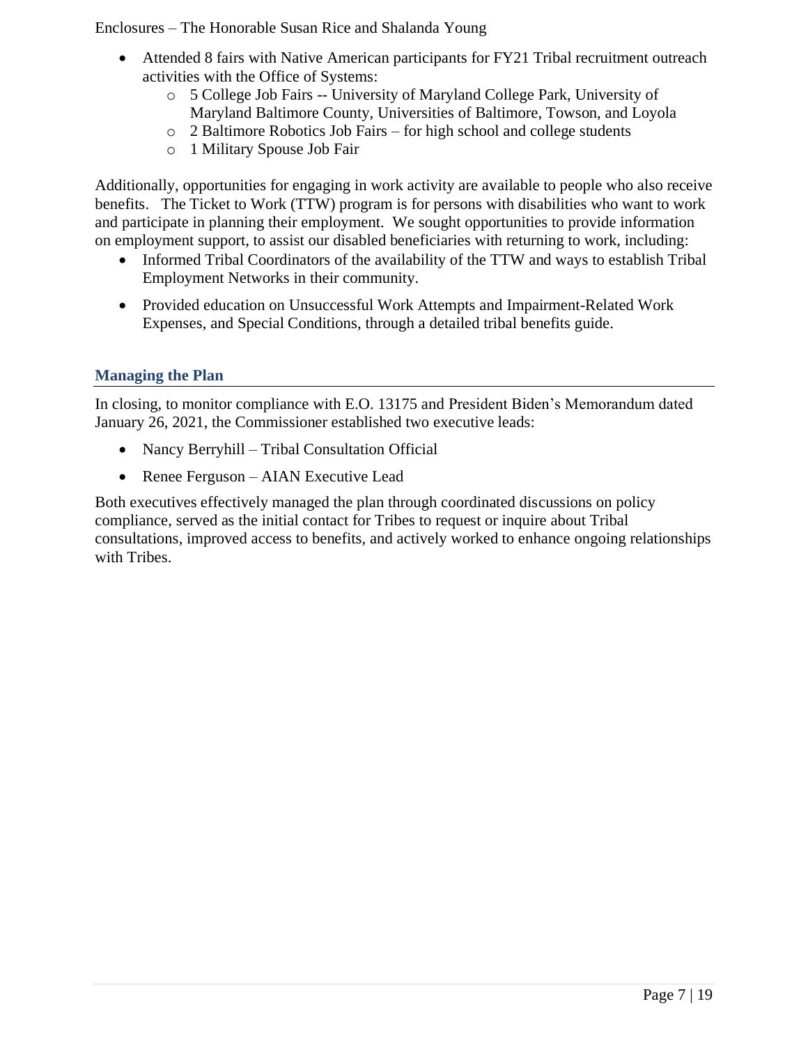- Attended 8 fairs with Native American participants for FY21 Tribal recruitment outreach activities with the Office of Systems:
    - 5 College Job Fairs -- University of Maryland College Park, University of Maryland Baltimore County, Universities of Baltimore, Towson, and Loyola
    - 2 Baltimore Robotics Job Fairs – for high school and college students
    - 1 Military Spouse Job Fair

Additionally, opportunities for engaging in work activity are available to people who also receive benefits. The Ticket to Work (TTW) program is for persons with disabilities who want to work and participate in planning their employment. We sought opportunities to provide information on employment support, to assist our disabled beneficiaries with returning to work, including:

- Informed Tribal Coordinators of the availability of the TTW and ways to establish Tribal Employment Networks in their community.
- Provided education on Unsuccessful Work Attempts and Impairment-Related Work Expenses, and Special Conditions, through a detailed tribal benefits guide.

## Managing the Plan

In closing, to monitor compliance with E.O. 13175 and President Biden's Memorandum dated January 26, 2021, the Commissioner established two executive leads:

- Nancy Berryhill – Tribal Consultation Official
- Renee Ferguson – AIAN Executive Lead

Both executives effectively managed the plan through coordinated discussions on policy compliance, served as the initial contact for Tribes to request or inquire about Tribal consultations, improved access to benefits, and actively worked to enhance ongoing relationships with Tribes.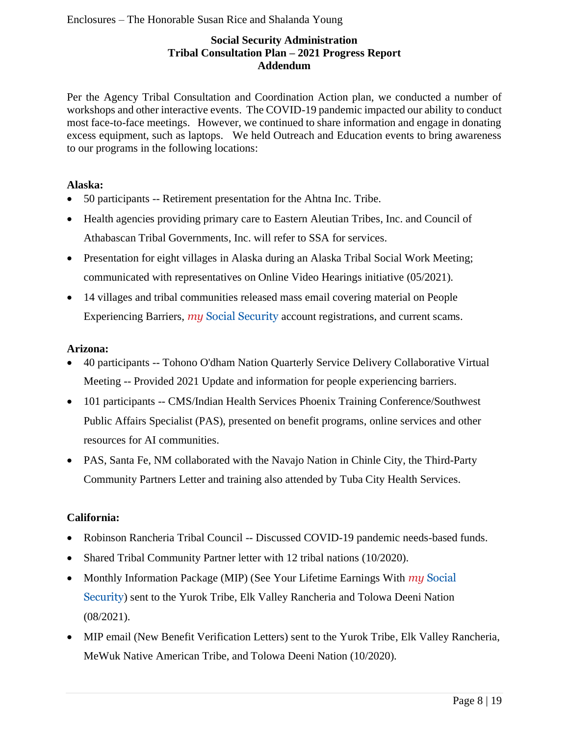**Social Security Administration**
**Tribal Consultation Plan – 2021 Progress Report**
**Addendum**

Per the Agency Tribal Consultation and Coordination Action plan, we conducted a number of workshops and other interactive events. The COVID-19 pandemic impacted our ability to conduct most face-to-face meetings. However, we continued to share information and engage in donating excess equipment, such as laptops. We held Outreach and Education events to bring awareness to our programs in the following locations:

**Alaska:**

- 50 participants -- Retirement presentation for the Ahtna Inc. Tribe.
- Health agencies providing primary care to Eastern Aleutian Tribes, Inc. and Council of Athabascan Tribal Governments, Inc. will refer to SSA for services.
- Presentation for eight villages in Alaska during an Alaska Tribal Social Work Meeting; communicated with representatives on Online Video Hearings initiative (05/2021).
- 14 villages and tribal communities released mass email covering material on People Experiencing Barriers, *my* Social Security account registrations, and current scams.

**Arizona:**

- 40 participants -- Tohono O'dham Nation Quarterly Service Delivery Collaborative Virtual Meeting -- Provided 2021 Update and information for people experiencing barriers.
- 101 participants -- CMS/Indian Health Services Phoenix Training Conference/Southwest Public Affairs Specialist (PAS), presented on benefit programs, online services and other resources for AI communities.
- PAS, Santa Fe, NM collaborated with the Navajo Nation in Chinle City, the Third-Party Community Partners Letter and training also attended by Tuba City Health Services.

**California:**

- Robinson Rancheria Tribal Council -- Discussed COVID-19 pandemic needs-based funds.
- Shared Tribal Community Partner letter with 12 tribal nations (10/2020).
- Monthly Information Package (MIP) (See Your Lifetime Earnings With *my* Social Security) sent to the Yurok Tribe, Elk Valley Rancheria and Tolowa Deeni Nation (08/2021).
- MIP email (New Benefit Verification Letters) sent to the Yurok Tribe, Elk Valley Rancheria, MeWuk Native American Tribe, and Tolowa Deeni Nation (10/2020).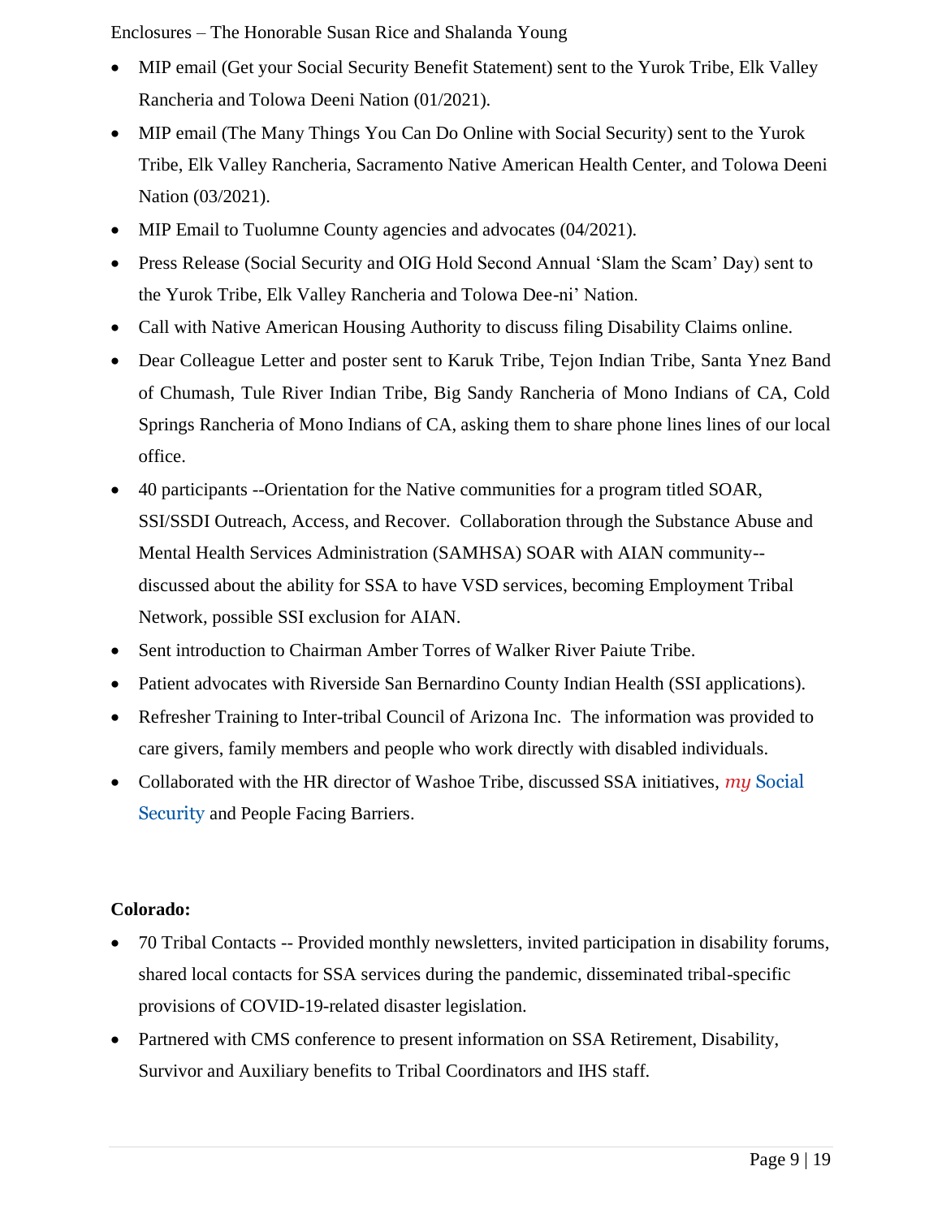- MIP email (Get your Social Security Benefit Statement) sent to the Yurok Tribe, Elk Valley Rancheria and Tolowa Deeni Nation (01/2021).
- MIP email (The Many Things You Can Do Online with Social Security) sent to the Yurok Tribe, Elk Valley Rancheria, Sacramento Native American Health Center, and Tolowa Deeni Nation (03/2021).
- MIP Email to Tuolumne County agencies and advocates (04/2021).
- Press Release (Social Security and OIG Hold Second Annual 'Slam the Scam' Day) sent to the Yurok Tribe, Elk Valley Rancheria and Tolowa Dee-ni' Nation.
- Call with Native American Housing Authority to discuss filing Disability Claims online.
- Dear Colleague Letter and poster sent to Karuk Tribe, Tejon Indian Tribe, Santa Ynez Band of Chumash, Tule River Indian Tribe, Big Sandy Rancheria of Mono Indians of CA, Cold Springs Rancheria of Mono Indians of CA, asking them to share phone lines lines of our local office.
- 40 participants --Orientation for the Native communities for a program titled SOAR, SSI/SSDI Outreach, Access, and Recover. Collaboration through the Substance Abuse and Mental Health Services Administration (SAMHSA) SOAR with AIAN community--discussed about the ability for SSA to have VSD services, becoming Employment Tribal Network, possible SSI exclusion for AIAN.
- Sent introduction to Chairman Amber Torres of Walker River Paiute Tribe.
- Patient advocates with Riverside San Bernardino County Indian Health (SSI applications).
- Refresher Training to Inter-tribal Council of Arizona Inc. The information was provided to care givers, family members and people who work directly with disabled individuals.
- Collaborated with the HR director of Washoe Tribe, discussed SSA initiatives, *my* Social Security and People Facing Barriers.

**Colorado:**

- 70 Tribal Contacts -- Provided monthly newsletters, invited participation in disability forums, shared local contacts for SSA services during the pandemic, disseminated tribal-specific provisions of COVID-19-related disaster legislation.
- Partnered with CMS conference to present information on SSA Retirement, Disability, Survivor and Auxiliary benefits to Tribal Coordinators and IHS staff.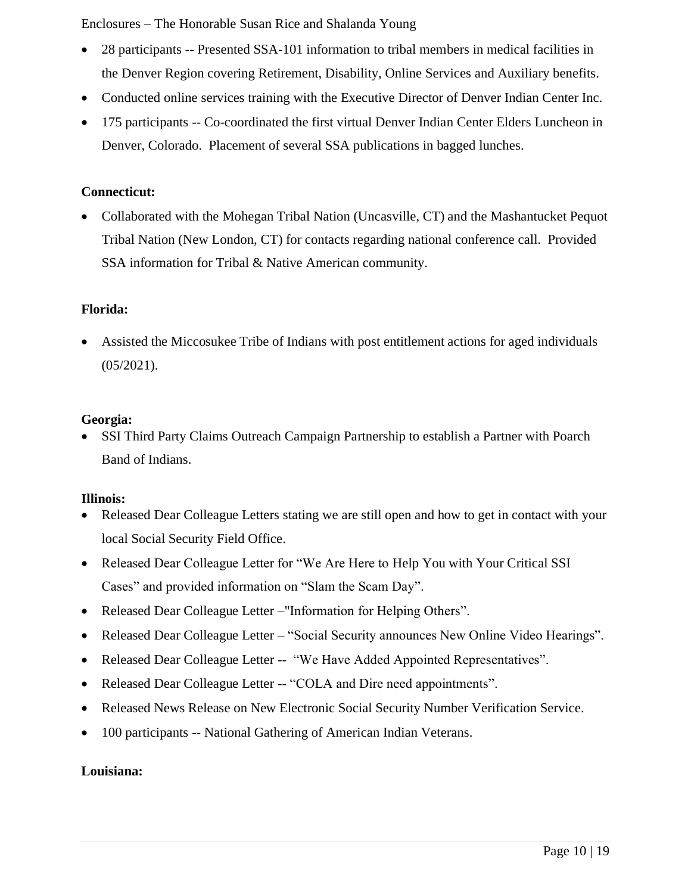- 28 participants -- Presented SSA-101 information to tribal members in medical facilities in the Denver Region covering Retirement, Disability, Online Services and Auxiliary benefits.
- Conducted online services training with the Executive Director of Denver Indian Center Inc.
- 175 participants -- Co-coordinated the first virtual Denver Indian Center Elders Luncheon in Denver, Colorado. Placement of several SSA publications in bagged lunches.

**Connecticut:**

- Collaborated with the Mohegan Tribal Nation (Uncasville, CT) and the Mashantucket Pequot Tribal Nation (New London, CT) for contacts regarding national conference call. Provided SSA information for Tribal & Native American community.

**Florida:**

- Assisted the Miccosukee Tribe of Indians with post entitlement actions for aged individuals (05/2021).

**Georgia:**

- SSI Third Party Claims Outreach Campaign Partnership to establish a Partner with Poarch Band of Indians.

**Illinois:**

- Released Dear Colleague Letters stating we are still open and how to get in contact with your local Social Security Field Office.
- Released Dear Colleague Letter for "We Are Here to Help You with Your Critical SSI Cases" and provided information on "Slam the Scam Day".
- Released Dear Colleague Letter –"Information for Helping Others".
- Released Dear Colleague Letter – "Social Security announces New Online Video Hearings".
- Released Dear Colleague Letter -- "We Have Added Appointed Representatives".
- Released Dear Colleague Letter -- "COLA and Dire need appointments".
- Released News Release on New Electronic Social Security Number Verification Service.
- 100 participants -- National Gathering of American Indian Veterans.

**Louisiana:**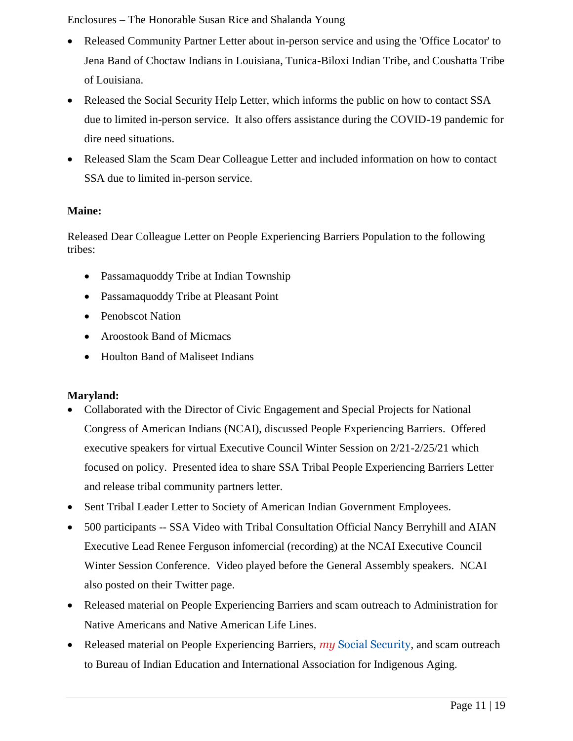- Released Community Partner Letter about in-person service and using the 'Office Locator' to Jena Band of Choctaw Indians in Louisiana, Tunica-Biloxi Indian Tribe, and Coushatta Tribe of Louisiana.
- Released the Social Security Help Letter, which informs the public on how to contact SSA due to limited in-person service. It also offers assistance during the COVID-19 pandemic for dire need situations.
- Released Slam the Scam Dear Colleague Letter and included information on how to contact SSA due to limited in-person service.

**Maine:**

Released Dear Colleague Letter on People Experiencing Barriers Population to the following tribes:

- Passamaquoddy Tribe at Indian Township
- Passamaquoddy Tribe at Pleasant Point
- Penobscot Nation
- Aroostook Band of Micmacs
- Houlton Band of Maliseet Indians

**Maryland:**

- Collaborated with the Director of Civic Engagement and Special Projects for National Congress of American Indians (NCAI), discussed People Experiencing Barriers. Offered executive speakers for virtual Executive Council Winter Session on 2/21-2/25/21 which focused on policy. Presented idea to share SSA Tribal People Experiencing Barriers Letter and release tribal community partners letter.
- Sent Tribal Leader Letter to Society of American Indian Government Employees.
- 500 participants -- SSA Video with Tribal Consultation Official Nancy Berryhill and AIAN Executive Lead Renee Ferguson infomercial (recording) at the NCAI Executive Council Winter Session Conference. Video played before the General Assembly speakers. NCAI also posted on their Twitter page.
- Released material on People Experiencing Barriers and scam outreach to Administration for Native Americans and Native American Life Lines.
- Released material on People Experiencing Barriers, *my* Social Security, and scam outreach to Bureau of Indian Education and International Association for Indigenous Aging.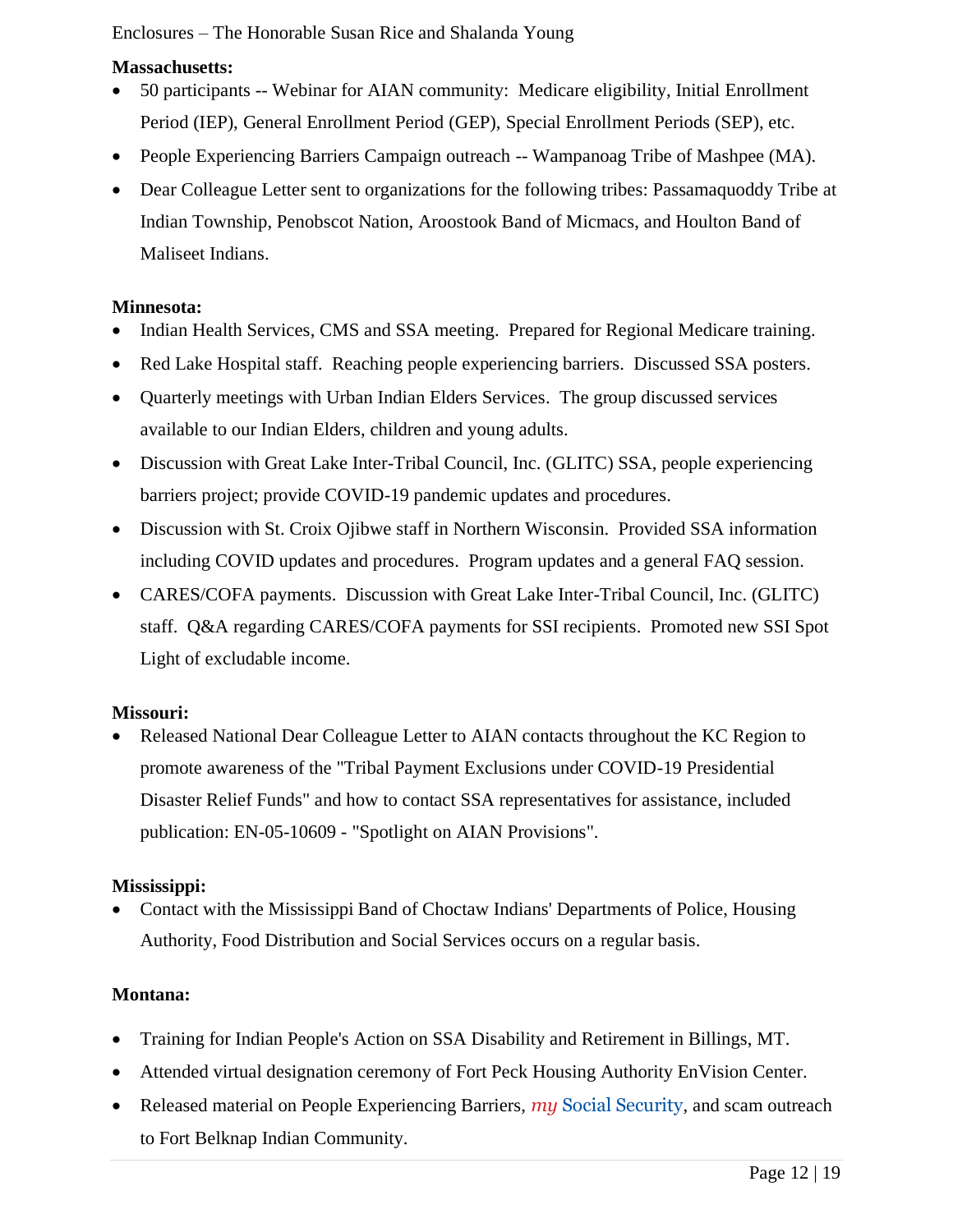**Massachusetts:**

- 50 participants -- Webinar for AIAN community: Medicare eligibility, Initial Enrollment Period (IEP), General Enrollment Period (GEP), Special Enrollment Periods (SEP), etc.
- People Experiencing Barriers Campaign outreach -- Wampanoag Tribe of Mashpee (MA).
- Dear Colleague Letter sent to organizations for the following tribes: Passamaquoddy Tribe at Indian Township, Penobscot Nation, Aroostook Band of Micmacs, and Houlton Band of Maliseet Indians.

**Minnesota:**

- Indian Health Services, CMS and SSA meeting. Prepared for Regional Medicare training.
- Red Lake Hospital staff. Reaching people experiencing barriers. Discussed SSA posters.
- Quarterly meetings with Urban Indian Elders Services. The group discussed services available to our Indian Elders, children and young adults.
- Discussion with Great Lake Inter-Tribal Council, Inc. (GLITC) SSA, people experiencing barriers project; provide COVID-19 pandemic updates and procedures.
- Discussion with St. Croix Ojibwe staff in Northern Wisconsin. Provided SSA information including COVID updates and procedures. Program updates and a general FAQ session.
- CARES/COFA payments. Discussion with Great Lake Inter-Tribal Council, Inc. (GLITC) staff. Q&A regarding CARES/COFA payments for SSI recipients. Promoted new SSI Spot Light of excludable income.

**Missouri:**

- Released National Dear Colleague Letter to AIAN contacts throughout the KC Region to promote awareness of the "Tribal Payment Exclusions under COVID-19 Presidential Disaster Relief Funds" and how to contact SSA representatives for assistance, included publication: EN-05-10609 - "Spotlight on AIAN Provisions".

**Mississippi:**

- Contact with the Mississippi Band of Choctaw Indians' Departments of Police, Housing Authority, Food Distribution and Social Services occurs on a regular basis.

**Montana:**

- Training for Indian People's Action on SSA Disability and Retirement in Billings, MT.
- Attended virtual designation ceremony of Fort Peck Housing Authority EnVision Center.
- Released material on People Experiencing Barriers, *my* Social Security, and scam outreach to Fort Belknap Indian Community.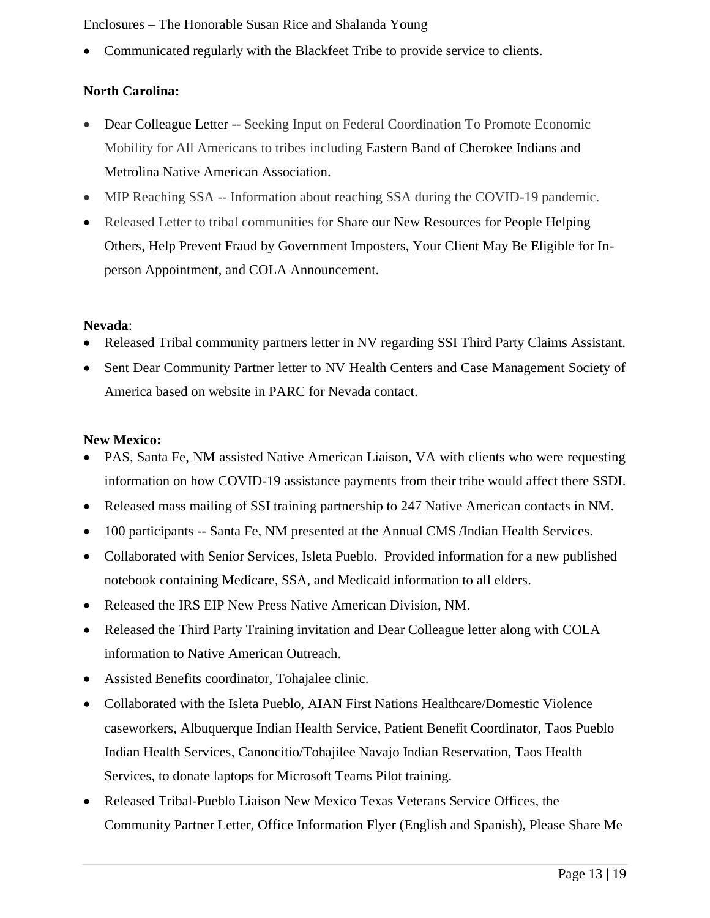- Communicated regularly with the Blackfeet Tribe to provide service to clients.

**North Carolina:**

- Dear Colleague Letter -- Seeking Input on Federal Coordination To Promote Economic Mobility for All Americans to tribes including Eastern Band of Cherokee Indians and Metrolina Native American Association.
- MIP Reaching SSA -- Information about reaching SSA during the COVID-19 pandemic.
- Released Letter to tribal communities for Share our New Resources for People Helping Others, Help Prevent Fraud by Government Imposters, Your Client May Be Eligible for In-person Appointment, and COLA Announcement.

**Nevada**:

- Released Tribal community partners letter in NV regarding SSI Third Party Claims Assistant.
- Sent Dear Community Partner letter to NV Health Centers and Case Management Society of America based on website in PARC for Nevada contact.

**New Mexico:**

- PAS, Santa Fe, NM assisted Native American Liaison, VA with clients who were requesting information on how COVID-19 assistance payments from their tribe would affect there SSDI.
- Released mass mailing of SSI training partnership to 247 Native American contacts in NM.
- 100 participants -- Santa Fe, NM presented at the Annual CMS /Indian Health Services.
- Collaborated with Senior Services, Isleta Pueblo. Provided information for a new published notebook containing Medicare, SSA, and Medicaid information to all elders.
- Released the IRS EIP New Press Native American Division, NM.
- Released the Third Party Training invitation and Dear Colleague letter along with COLA information to Native American Outreach.
- Assisted Benefits coordinator, Tohajalee clinic.
- Collaborated with the Isleta Pueblo, AIAN First Nations Healthcare/Domestic Violence caseworkers, Albuquerque Indian Health Service, Patient Benefit Coordinator, Taos Pueblo Indian Health Services, Canoncitio/Tohajilee Navajo Indian Reservation, Taos Health Services, to donate laptops for Microsoft Teams Pilot training.
- Released Tribal-Pueblo Liaison New Mexico Texas Veterans Service Offices, the Community Partner Letter, Office Information Flyer (English and Spanish), Please Share Me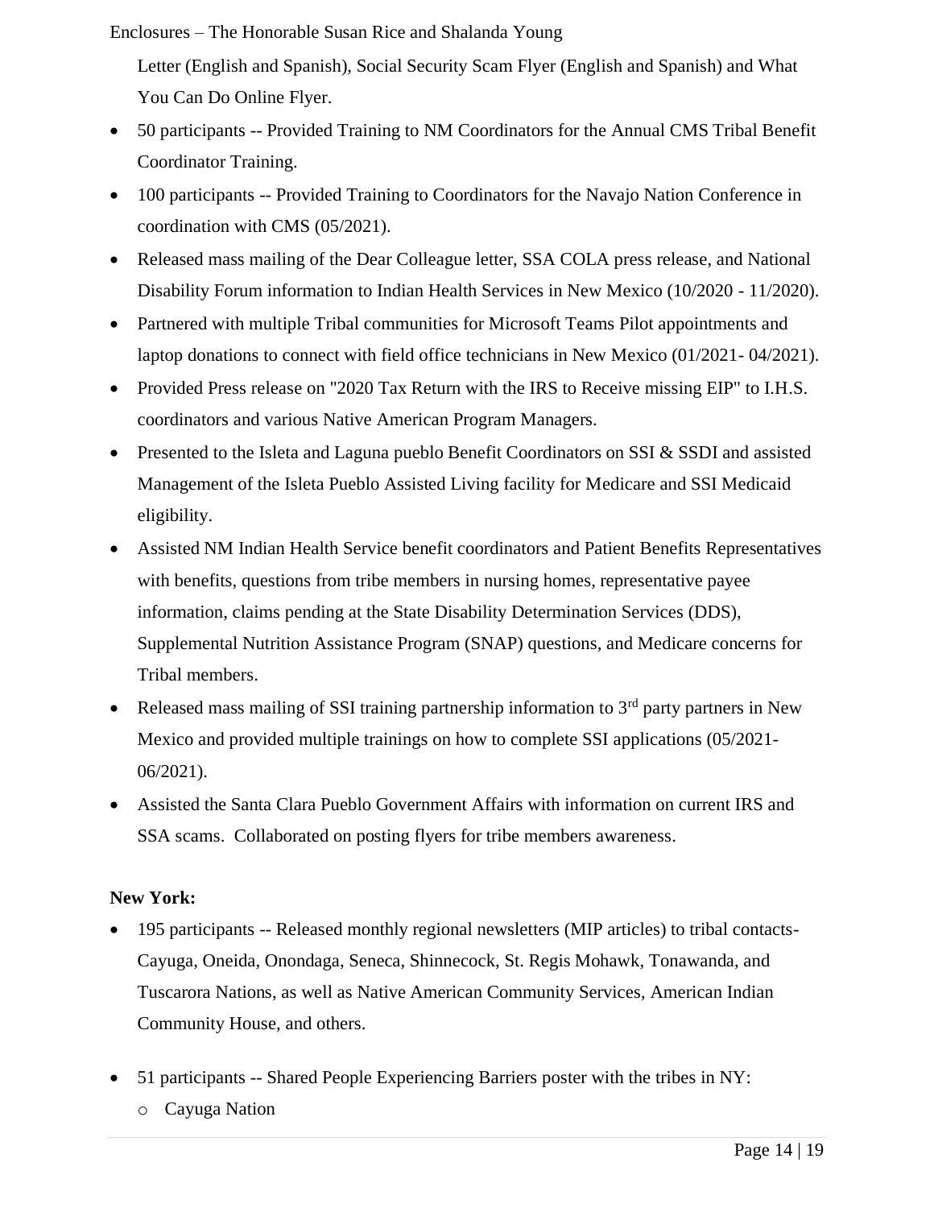Letter (English and Spanish), Social Security Scam Flyer (English and Spanish) and What You Can Do Online Flyer.

- 50 participants -- Provided Training to NM Coordinators for the Annual CMS Tribal Benefit Coordinator Training.
- 100 participants -- Provided Training to Coordinators for the Navajo Nation Conference in coordination with CMS (05/2021).
- Released mass mailing of the Dear Colleague letter, SSA COLA press release, and National Disability Forum information to Indian Health Services in New Mexico (10/2020 - 11/2020).
- Partnered with multiple Tribal communities for Microsoft Teams Pilot appointments and laptop donations to connect with field office technicians in New Mexico (01/2021- 04/2021).
- Provided Press release on "2020 Tax Return with the IRS to Receive missing EIP" to I.H.S. coordinators and various Native American Program Managers.
- Presented to the Isleta and Laguna pueblo Benefit Coordinators on SSI & SSDI and assisted Management of the Isleta Pueblo Assisted Living facility for Medicare and SSI Medicaid eligibility.
- Assisted NM Indian Health Service benefit coordinators and Patient Benefits Representatives with benefits, questions from tribe members in nursing homes, representative payee information, claims pending at the State Disability Determination Services (DDS), Supplemental Nutrition Assistance Program (SNAP) questions, and Medicare concerns for Tribal members.
- Released mass mailing of SSI training partnership information to 3rd party partners in New Mexico and provided multiple trainings on how to complete SSI applications (05/2021- 06/2021).
- Assisted the Santa Clara Pueblo Government Affairs with information on current IRS and SSA scams. Collaborated on posting flyers for tribe members awareness.

**New York:**

- 195 participants -- Released monthly regional newsletters (MIP articles) to tribal contacts- Cayuga, Oneida, Onondaga, Seneca, Shinnecock, St. Regis Mohawk, Tonawanda, and Tuscarora Nations, as well as Native American Community Services, American Indian Community House, and others.

- 51 participants -- Shared People Experiencing Barriers poster with the tribes in NY:
  - Cayuga Nation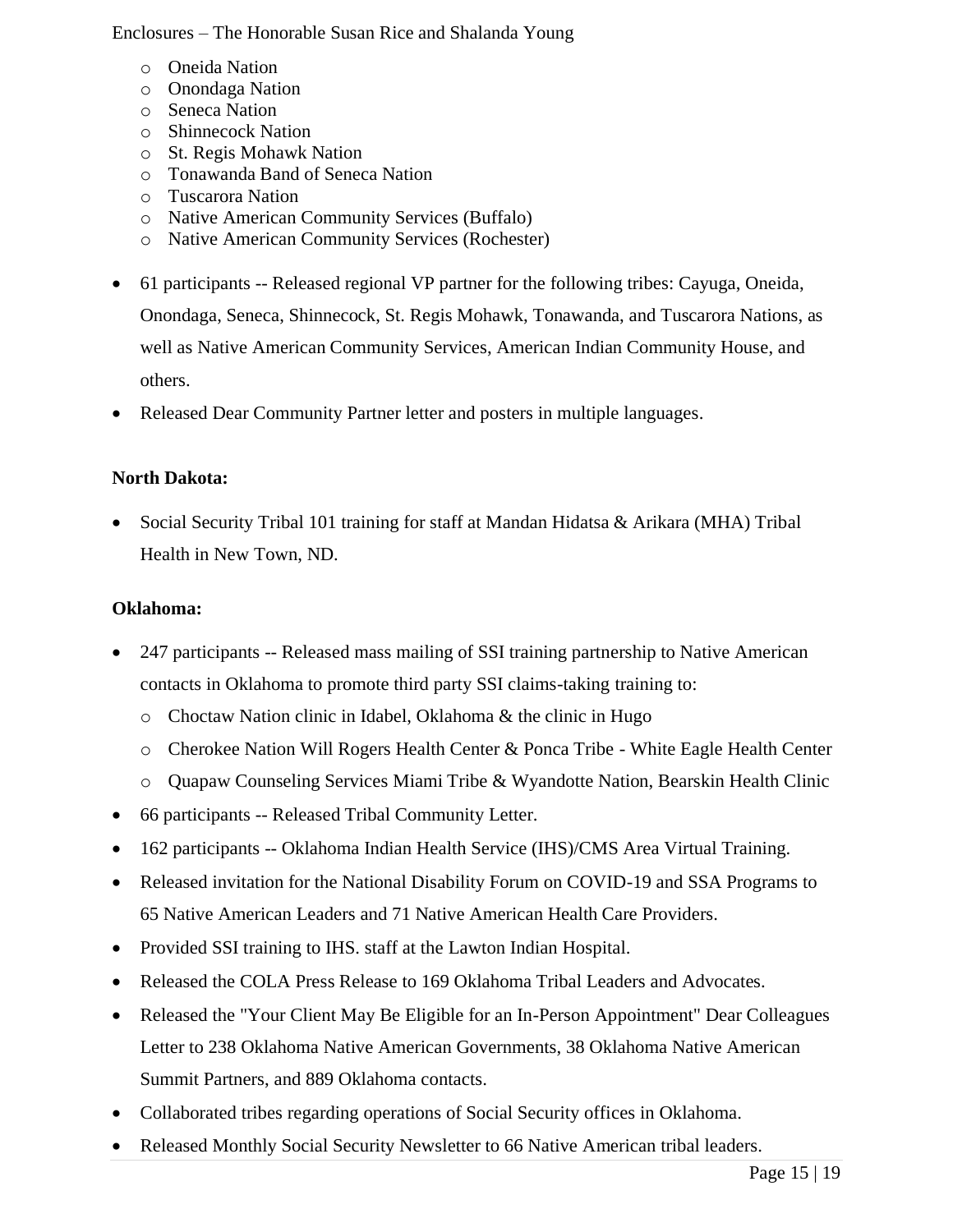- Oneida Nation
- Onondaga Nation
- Seneca Nation
- Shinnecock Nation
- St. Regis Mohawk Nation
- Tonawanda Band of Seneca Nation
- Tuscarora Nation
- Native American Community Services (Buffalo)
- Native American Community Services (Rochester)

- 61 participants -- Released regional VP partner for the following tribes: Cayuga, Oneida, Onondaga, Seneca, Shinnecock, St. Regis Mohawk, Tonawanda, and Tuscarora Nations, as well as Native American Community Services, American Indian Community House, and others.
- Released Dear Community Partner letter and posters in multiple languages.

**North Dakota:**

- Social Security Tribal 101 training for staff at Mandan Hidatsa & Arikara (MHA) Tribal Health in New Town, ND.

**Oklahoma:**

- 247 participants -- Released mass mailing of SSI training partnership to Native American contacts in Oklahoma to promote third party SSI claims-taking training to:
  - Choctaw Nation clinic in Idabel, Oklahoma & the clinic in Hugo
  - Cherokee Nation Will Rogers Health Center & Ponca Tribe - White Eagle Health Center
  - Quapaw Counseling Services Miami Tribe & Wyandotte Nation, Bearskin Health Clinic
- 66 participants -- Released Tribal Community Letter.
- 162 participants -- Oklahoma Indian Health Service (IHS)/CMS Area Virtual Training.
- Released invitation for the National Disability Forum on COVID-19 and SSA Programs to 65 Native American Leaders and 71 Native American Health Care Providers.
- Provided SSI training to IHS. staff at the Lawton Indian Hospital.
- Released the COLA Press Release to 169 Oklahoma Tribal Leaders and Advocates.
- Released the "Your Client May Be Eligible for an In-Person Appointment" Dear Colleagues Letter to 238 Oklahoma Native American Governments, 38 Oklahoma Native American Summit Partners, and 889 Oklahoma contacts.
- Collaborated tribes regarding operations of Social Security offices in Oklahoma.
- Released Monthly Social Security Newsletter to 66 Native American tribal leaders.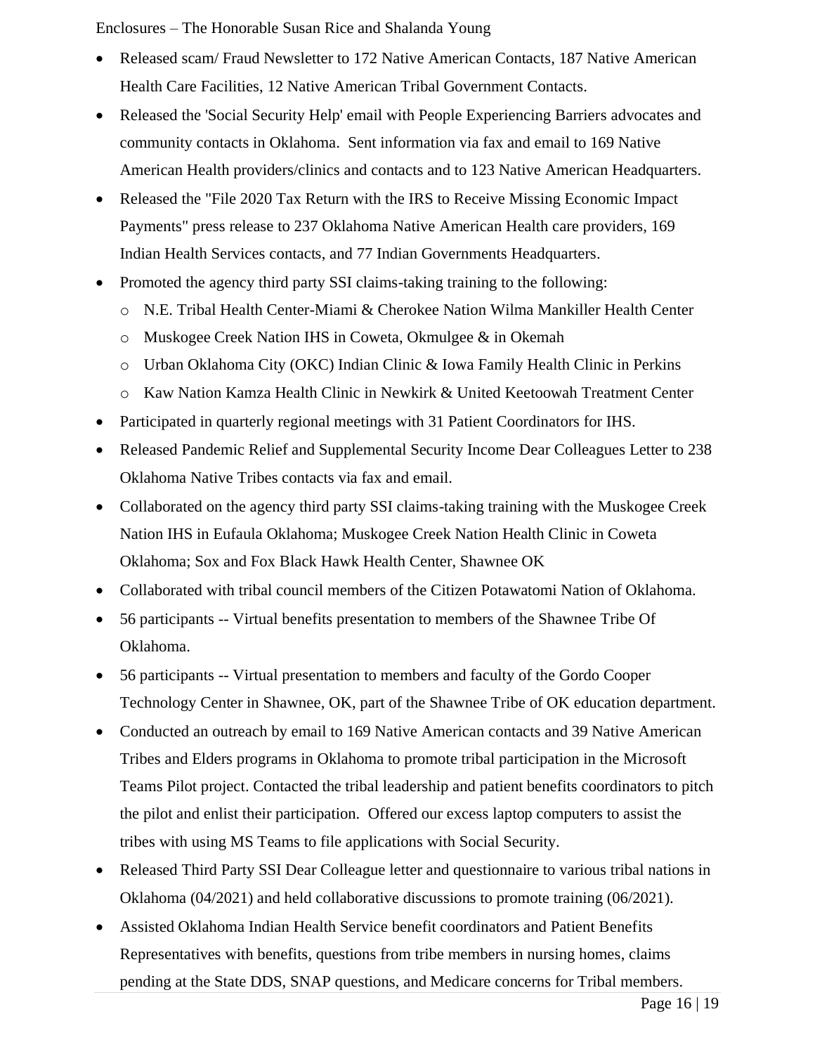- Released scam/ Fraud Newsletter to 172 Native American Contacts, 187 Native American Health Care Facilities, 12 Native American Tribal Government Contacts.
- Released the 'Social Security Help' email with People Experiencing Barriers advocates and community contacts in Oklahoma. Sent information via fax and email to 169 Native American Health providers/clinics and contacts and to 123 Native American Headquarters.
- Released the "File 2020 Tax Return with the IRS to Receive Missing Economic Impact Payments" press release to 237 Oklahoma Native American Health care providers, 169 Indian Health Services contacts, and 77 Indian Governments Headquarters.
- Promoted the agency third party SSI claims-taking training to the following:
  - N.E. Tribal Health Center-Miami & Cherokee Nation Wilma Mankiller Health Center
  - Muskogee Creek Nation IHS in Coweta, Okmulgee & in Okemah
  - Urban Oklahoma City (OKC) Indian Clinic & Iowa Family Health Clinic in Perkins
  - Kaw Nation Kamza Health Clinic in Newkirk & United Keetoowah Treatment Center
- Participated in quarterly regional meetings with 31 Patient Coordinators for IHS.
- Released Pandemic Relief and Supplemental Security Income Dear Colleagues Letter to 238 Oklahoma Native Tribes contacts via fax and email.
- Collaborated on the agency third party SSI claims-taking training with the Muskogee Creek Nation IHS in Eufaula Oklahoma; Muskogee Creek Nation Health Clinic in Coweta Oklahoma; Sox and Fox Black Hawk Health Center, Shawnee OK
- Collaborated with tribal council members of the Citizen Potawatomi Nation of Oklahoma.
- 56 participants -- Virtual benefits presentation to members of the Shawnee Tribe Of Oklahoma.
- 56 participants -- Virtual presentation to members and faculty of the Gordo Cooper Technology Center in Shawnee, OK, part of the Shawnee Tribe of OK education department.
- Conducted an outreach by email to 169 Native American contacts and 39 Native American Tribes and Elders programs in Oklahoma to promote tribal participation in the Microsoft Teams Pilot project. Contacted the tribal leadership and patient benefits coordinators to pitch the pilot and enlist their participation. Offered our excess laptop computers to assist the tribes with using MS Teams to file applications with Social Security.
- Released Third Party SSI Dear Colleague letter and questionnaire to various tribal nations in Oklahoma (04/2021) and held collaborative discussions to promote training (06/2021).
- Assisted Oklahoma Indian Health Service benefit coordinators and Patient Benefits Representatives with benefits, questions from tribe members in nursing homes, claims pending at the State DDS, SNAP questions, and Medicare concerns for Tribal members.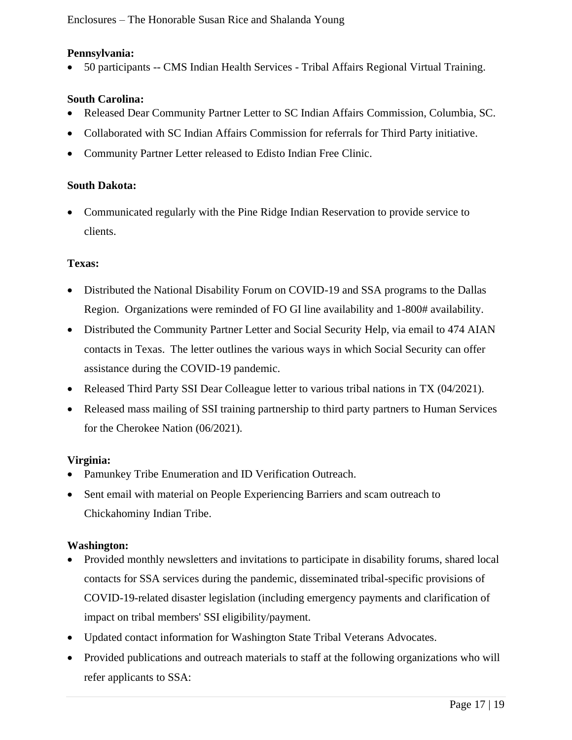**Pennsylvania:**

- 50 participants -- CMS Indian Health Services - Tribal Affairs Regional Virtual Training.

**South Carolina:**

- Released Dear Community Partner Letter to SC Indian Affairs Commission, Columbia, SC.
- Collaborated with SC Indian Affairs Commission for referrals for Third Party initiative.
- Community Partner Letter released to Edisto Indian Free Clinic.

**South Dakota:**

- Communicated regularly with the Pine Ridge Indian Reservation to provide service to clients.

**Texas:**

- Distributed the National Disability Forum on COVID-19 and SSA programs to the Dallas Region. Organizations were reminded of FO GI line availability and 1-800# availability.
- Distributed the Community Partner Letter and Social Security Help, via email to 474 AIAN contacts in Texas. The letter outlines the various ways in which Social Security can offer assistance during the COVID-19 pandemic.
- Released Third Party SSI Dear Colleague letter to various tribal nations in TX (04/2021).
- Released mass mailing of SSI training partnership to third party partners to Human Services for the Cherokee Nation (06/2021).

**Virginia:**

- Pamunkey Tribe Enumeration and ID Verification Outreach.
- Sent email with material on People Experiencing Barriers and scam outreach to Chickahominy Indian Tribe.

**Washington:**

- Provided monthly newsletters and invitations to participate in disability forums, shared local contacts for SSA services during the pandemic, disseminated tribal-specific provisions of COVID-19-related disaster legislation (including emergency payments and clarification of impact on tribal members' SSI eligibility/payment.
- Updated contact information for Washington State Tribal Veterans Advocates.
- Provided publications and outreach materials to staff at the following organizations who will refer applicants to SSA: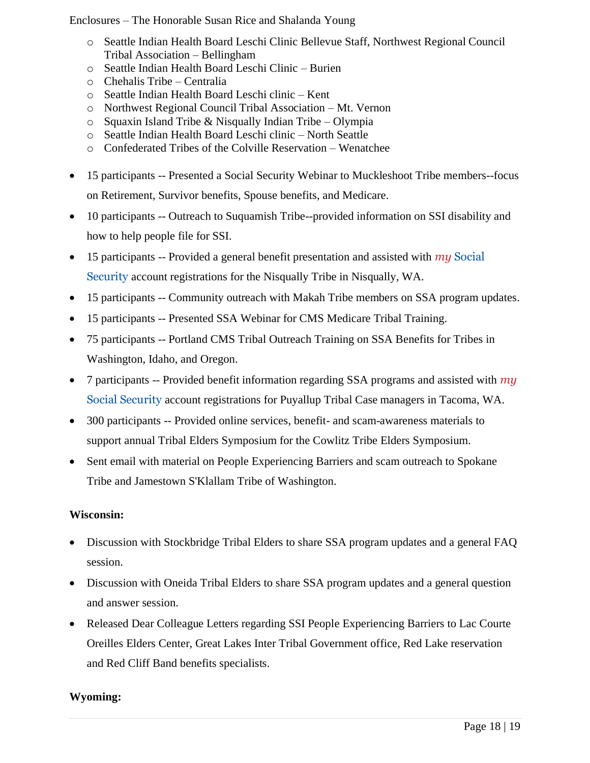- Seattle Indian Health Board Leschi Clinic Bellevue Staff, Northwest Regional Council Tribal Association – Bellingham
  - Seattle Indian Health Board Leschi Clinic – Burien
  - Chehalis Tribe – Centralia
  - Seattle Indian Health Board Leschi clinic – Kent
  - Northwest Regional Council Tribal Association – Mt. Vernon
  - Squaxin Island Tribe & Nisqually Indian Tribe – Olympia
  - Seattle Indian Health Board Leschi clinic – North Seattle
  - Confederated Tribes of the Colville Reservation – Wenatchee

- 15 participants -- Presented a Social Security Webinar to Muckleshoot Tribe members--focus on Retirement, Survivor benefits, Spouse benefits, and Medicare.
- 10 participants -- Outreach to Suquamish Tribe--provided information on SSI disability and how to help people file for SSI.
- 15 participants -- Provided a general benefit presentation and assisted with *my* Social Security account registrations for the Nisqually Tribe in Nisqually, WA.
- 15 participants -- Community outreach with Makah Tribe members on SSA program updates.
- 15 participants -- Presented SSA Webinar for CMS Medicare Tribal Training.
- 75 participants -- Portland CMS Tribal Outreach Training on SSA Benefits for Tribes in Washington, Idaho, and Oregon.
- 7 participants -- Provided benefit information regarding SSA programs and assisted with *my* Social Security account registrations for Puyallup Tribal Case managers in Tacoma, WA.
- 300 participants -- Provided online services, benefit- and scam-awareness materials to support annual Tribal Elders Symposium for the Cowlitz Tribe Elders Symposium.
- Sent email with material on People Experiencing Barriers and scam outreach to Spokane Tribe and Jamestown S'Klallam Tribe of Washington.

**Wisconsin:**

- Discussion with Stockbridge Tribal Elders to share SSA program updates and a general FAQ session.
- Discussion with Oneida Tribal Elders to share SSA program updates and a general question and answer session.
- Released Dear Colleague Letters regarding SSI People Experiencing Barriers to Lac Courte Oreilles Elders Center, Great Lakes Inter Tribal Government office, Red Lake reservation and Red Cliff Band benefits specialists.

**Wyoming:**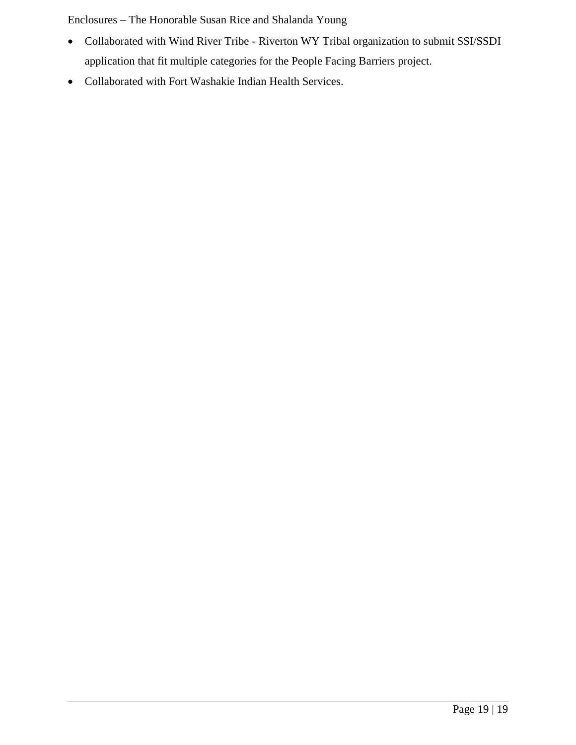- Collaborated with Wind River Tribe - Riverton WY Tribal organization to submit SSI/SSDI application that fit multiple categories for the People Facing Barriers project.
- Collaborated with Fort Washakie Indian Health Services.